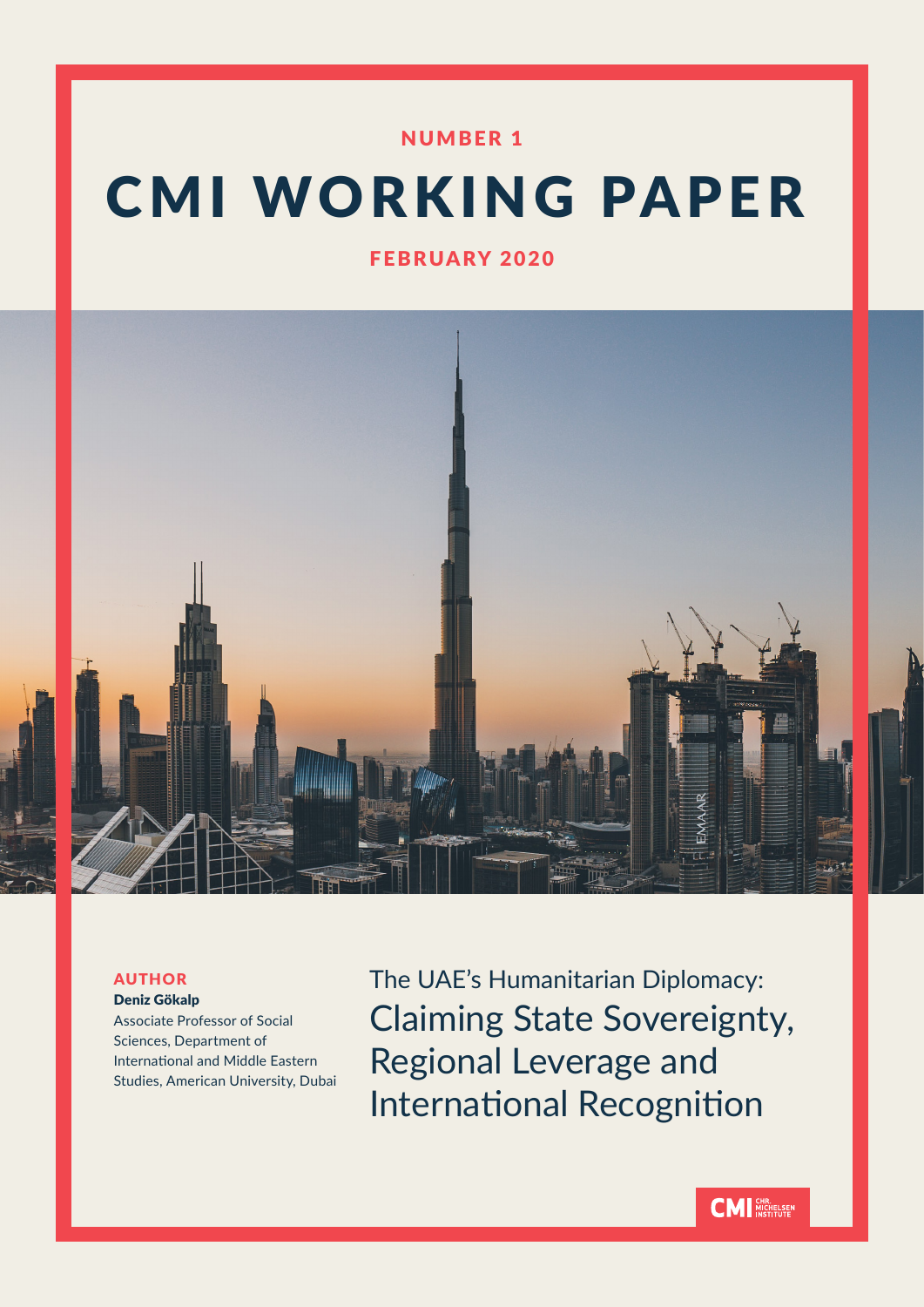NUMBER 1

# CMI WORKING PAPER

FEBRUARY 2020

**AUTHOR**

**Deniz Gökalp**

Associate Professor of Social Sciences, Department of International and Middle Eastern Studies, American University, Dubai

## The UAE's Humanitarian Diplomacy: Claiming State Sovereignty, Regional Leverage and International Recognition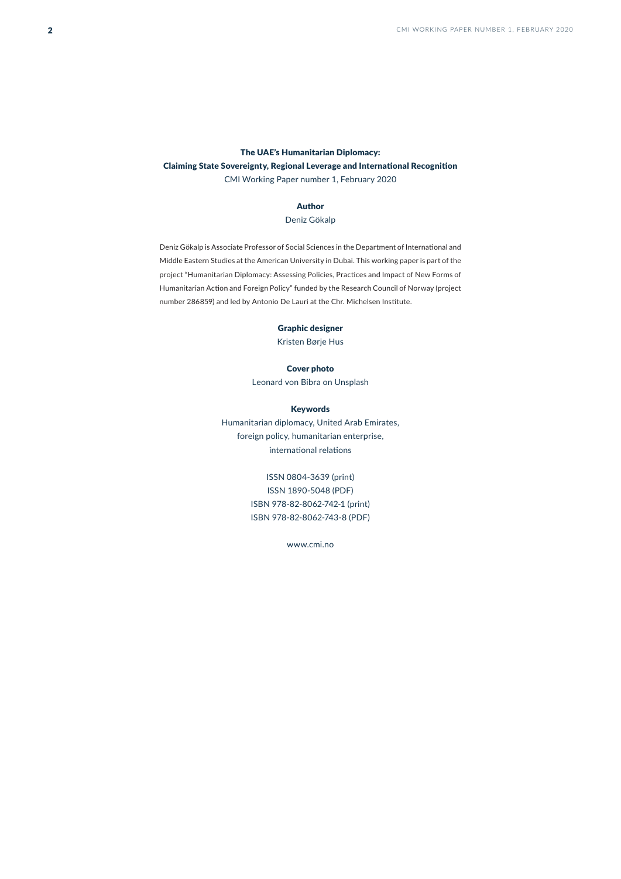**The UAE's Humanitarian Diplomacy:**
**Claiming State Sovereignty, Regional Leverage and International Recognition**
CMI Working Paper number 1, February 2020

**Author**
Deniz Gökalp

Deniz Gökalp is Associate Professor of Social Sciences in the Department of International and Middle Eastern Studies at the American University in Dubai. This working paper is part of the project "Humanitarian Diplomacy: Assessing Policies, Practices and Impact of New Forms of Humanitarian Action and Foreign Policy" funded by the Research Council of Norway (project number 286859) and led by Antonio De Lauri at the Chr. Michelsen Institute.

**Graphic designer**
Kristen Børje Hus

**Cover photo**
Leonard von Bibra on Unsplash

**Keywords**
Humanitarian diplomacy, United Arab Emirates, foreign policy, humanitarian enterprise, international relations

ISSN 0804-3639 (print)
ISSN 1890-5048 (PDF)
ISBN 978-82-8062-742-1 (print)
ISBN 978-82-8062-743-8 (PDF)

www.cmi.no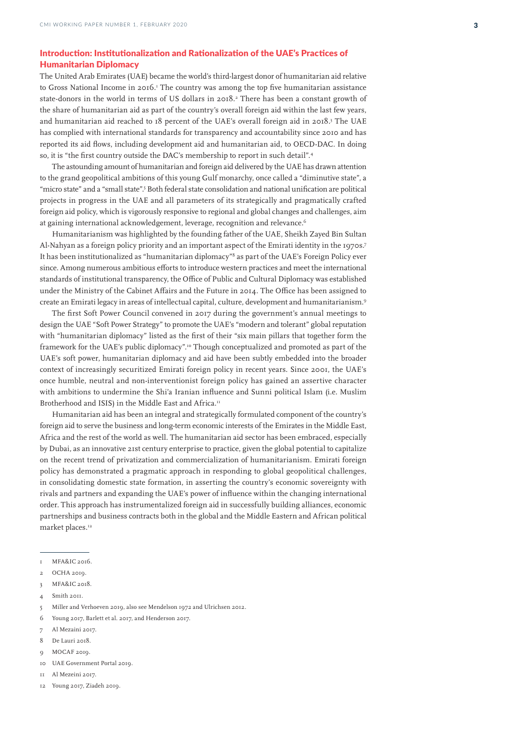## Introduction: Institutionalization and Rationalization of the UAE's Practices of Humanitarian Diplomacy

The United Arab Emirates (UAE) became the world's third-largest donor of humanitarian aid relative to Gross National Income in 2016.[1] The country was among the top five humanitarian assistance state-donors in the world in terms of US dollars in 2018.[2] There has been a constant growth of the share of humanitarian aid as part of the country's overall foreign aid within the last few years, and humanitarian aid reached to 18 percent of the UAE's overall foreign aid in 2018.[3] The UAE has complied with international standards for transparency and accountability since 2010 and has reported its aid flows, including development aid and humanitarian aid, to OECD-DAC. In doing so, it is "the first country outside the DAC's membership to report in such detail".[4]

The astounding amount of humanitarian and foreign aid delivered by the UAE has drawn attention to the grand geopolitical ambitions of this young Gulf monarchy, once called a "diminutive state", a "micro state" and a "small state".[5] Both federal state consolidation and national unification are political projects in progress in the UAE and all parameters of its strategically and pragmatically crafted foreign aid policy, which is vigorously responsive to regional and global changes and challenges, aim at gaining international acknowledgement, leverage, recognition and relevance.[6]

Humanitarianism was highlighted by the founding father of the UAE, Sheikh Zayed Bin Sultan Al-Nahyan as a foreign policy priority and an important aspect of the Emirati identity in the 1970s.[7] It has been institutionalized as "humanitarian diplomacy"[8] as part of the UAE's Foreign Policy ever since. Among numerous ambitious efforts to introduce western practices and meet the international standards of institutional transparency, the Office of Public and Cultural Diplomacy was established under the Ministry of the Cabinet Affairs and the Future in 2014. The Office has been assigned to create an Emirati legacy in areas of intellectual capital, culture, development and humanitarianism.[9]

The first Soft Power Council convened in 2017 during the government's annual meetings to design the UAE "Soft Power Strategy" to promote the UAE's "modern and tolerant" global reputation with "humanitarian diplomacy" listed as the first of their "six main pillars that together form the framework for the UAE's public diplomacy".[10] Though conceptualized and promoted as part of the UAE's soft power, humanitarian diplomacy and aid have been subtly embedded into the broader context of increasingly securitized Emirati foreign policy in recent years. Since 2001, the UAE's once humble, neutral and non-interventionist foreign policy has gained an assertive character with ambitions to undermine the Shi'a Iranian influence and Sunni political Islam (i.e. Muslim Brotherhood and ISIS) in the Middle East and Africa.[11]

Humanitarian aid has been an integral and strategically formulated component of the country's foreign aid to serve the business and long-term economic interests of the Emirates in the Middle East, Africa and the rest of the world as well. The humanitarian aid sector has been embraced, especially by Dubai, as an innovative 21st century enterprise to practice, given the global potential to capitalize on the recent trend of privatization and commercialization of humanitarianism. Emirati foreign policy has demonstrated a pragmatic approach in responding to global geopolitical challenges, in consolidating domestic state formation, in asserting the country's economic sovereignty with rivals and partners and expanding the UAE's power of influence within the changing international order. This approach has instrumentalized foreign aid in successfully building alliances, economic partnerships and business contracts both in the global and the Middle Eastern and African political market places.[12]

---

1 MFA&IC 2016.

2 OCHA 2019.

3 MFA&IC 2018.

4 Smith 2011.

5 Miller and Verhoeven 2019, also see Mendelson 1972 and Ulrichsen 2012.

6 Young 2017, Barlett et al. 2017, and Henderson 2017.

7 Al Mezaini 2017.

8 De Lauri 2018.

9 MOCAF 2019.

10 UAE Government Portal 2019.

11 Al Mezeini 2017.

12 Young 2017, Ziadeh 2019.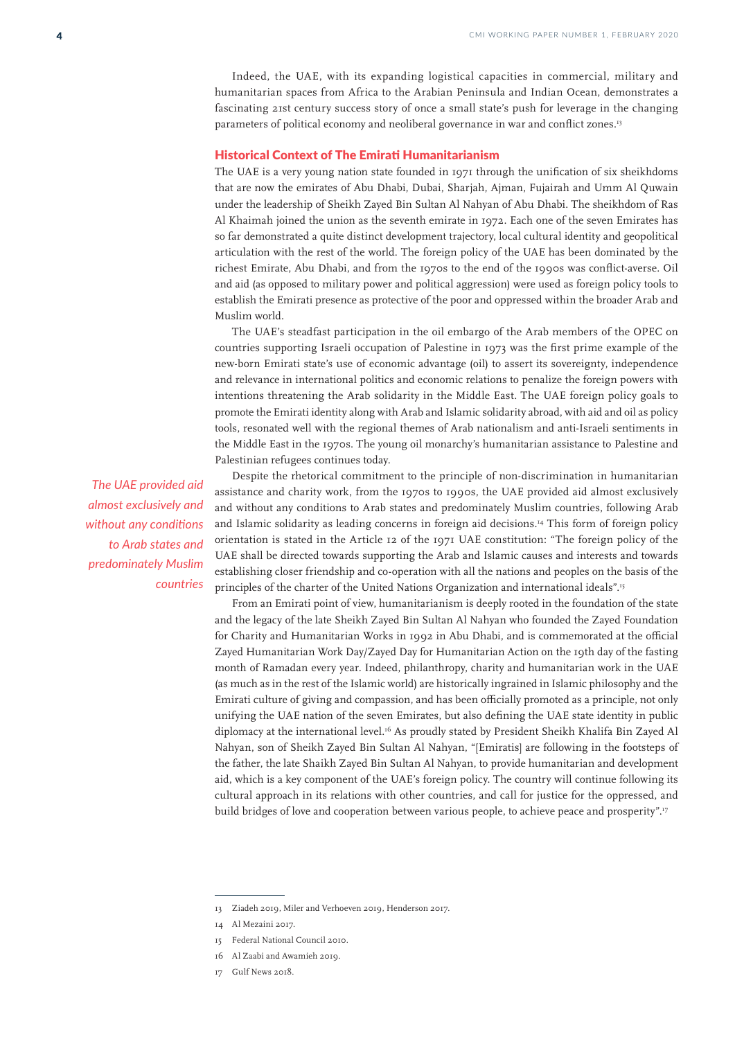Indeed, the UAE, with its expanding logistical capacities in commercial, military and humanitarian spaces from Africa to the Arabian Peninsula and Indian Ocean, demonstrates a fascinating 21st century success story of once a small state's push for leverage in the changing parameters of political economy and neoliberal governance in war and conflict zones.[13]

## Historical Context of The Emirati Humanitarianism

The UAE is a very young nation state founded in 1971 through the unification of six sheikhdoms that are now the emirates of Abu Dhabi, Dubai, Sharjah, Ajman, Fujairah and Umm Al Quwain under the leadership of Sheikh Zayed Bin Sultan Al Nahyan of Abu Dhabi. The sheikhdom of Ras Al Khaimah joined the union as the seventh emirate in 1972. Each one of the seven Emirates has so far demonstrated a quite distinct development trajectory, local cultural identity and geopolitical articulation with the rest of the world. The foreign policy of the UAE has been dominated by the richest Emirate, Abu Dhabi, and from the 1970s to the end of the 1990s was conflict-averse. Oil and aid (as opposed to military power and political aggression) were used as foreign policy tools to establish the Emirati presence as protective of the poor and oppressed within the broader Arab and Muslim world.

The UAE's steadfast participation in the oil embargo of the Arab members of the OPEC on countries supporting Israeli occupation of Palestine in 1973 was the first prime example of the new-born Emirati state's use of economic advantage (oil) to assert its sovereignty, independence and relevance in international politics and economic relations to penalize the foreign powers with intentions threatening the Arab solidarity in the Middle East. The UAE foreign policy goals to promote the Emirati identity along with Arab and Islamic solidarity abroad, with aid and oil as policy tools, resonated well with the regional themes of Arab nationalism and anti-Israeli sentiments in the Middle East in the 1970s. The young oil monarchy's humanitarian assistance to Palestine and Palestinian refugees continues today.

*The UAE provided aid almost exclusively and without any conditions to Arab states and predominately Muslim countries*

Despite the rhetorical commitment to the principle of non-discrimination in humanitarian assistance and charity work, from the 1970s to 1990s, the UAE provided aid almost exclusively and without any conditions to Arab states and predominately Muslim countries, following Arab and Islamic solidarity as leading concerns in foreign aid decisions.[14] This form of foreign policy orientation is stated in the Article 12 of the 1971 UAE constitution: "The foreign policy of the UAE shall be directed towards supporting the Arab and Islamic causes and interests and towards establishing closer friendship and co-operation with all the nations and peoples on the basis of the principles of the charter of the United Nations Organization and international ideals".[15]

From an Emirati point of view, humanitarianism is deeply rooted in the foundation of the state and the legacy of the late Sheikh Zayed Bin Sultan Al Nahyan who founded the Zayed Foundation for Charity and Humanitarian Works in 1992 in Abu Dhabi, and is commemorated at the official Zayed Humanitarian Work Day/Zayed Day for Humanitarian Action on the 19th day of the fasting month of Ramadan every year. Indeed, philanthropy, charity and humanitarian work in the UAE (as much as in the rest of the Islamic world) are historically ingrained in Islamic philosophy and the Emirati culture of giving and compassion, and has been officially promoted as a principle, not only unifying the UAE nation of the seven Emirates, but also defining the UAE state identity in public diplomacy at the international level.[16] As proudly stated by President Sheikh Khalifa Bin Zayed Al Nahyan, son of Sheikh Zayed Bin Sultan Al Nahyan, "[Emiratis] are following in the footsteps of the father, the late Shaikh Zayed Bin Sultan Al Nahyan, to provide humanitarian and development aid, which is a key component of the UAE's foreign policy. The country will continue following its cultural approach in its relations with other countries, and call for justice for the oppressed, and build bridges of love and cooperation between various people, to achieve peace and prosperity".[17]

---

13 Ziadeh 2019, Miler and Verhoeven 2019, Henderson 2017.

14 Al Mezaini 2017.

15 Federal National Council 2010.

16 Al Zaabi and Awamieh 2019.

17 Gulf News 2018.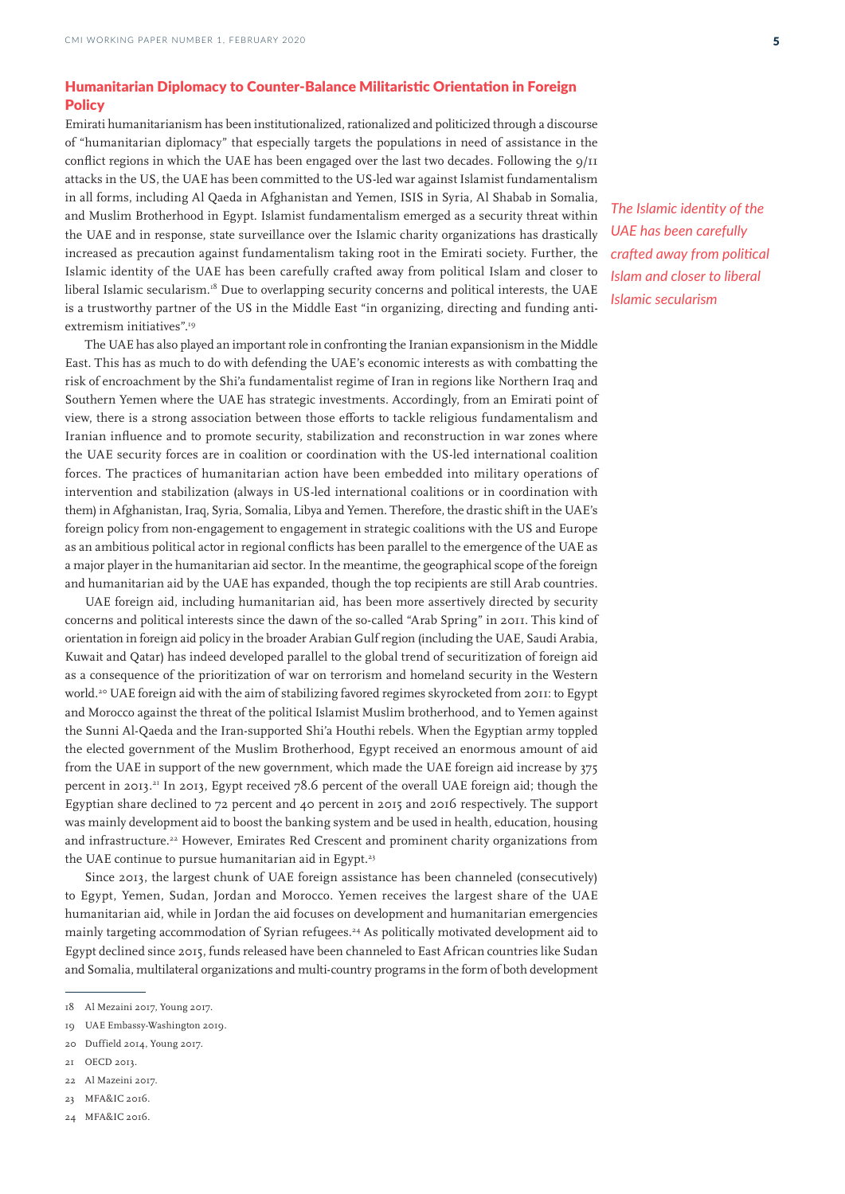## Humanitarian Diplomacy to Counter-Balance Militaristic Orientation in Foreign Policy

Emirati humanitarianism has been institutionalized, rationalized and politicized through a discourse of "humanitarian diplomacy" that especially targets the populations in need of assistance in the conflict regions in which the UAE has been engaged over the last two decades. Following the 9/11 attacks in the US, the UAE has been committed to the US-led war against Islamist fundamentalism in all forms, including Al Qaeda in Afghanistan and Yemen, ISIS in Syria, Al Shabab in Somalia, and Muslim Brotherhood in Egypt. Islamist fundamentalism emerged as a security threat within the UAE and in response, state surveillance over the Islamic charity organizations has drastically increased as precaution against fundamentalism taking root in the Emirati society. Further, the Islamic identity of the UAE has been carefully crafted away from political Islam and closer to liberal Islamic secularism.[18] Due to overlapping security concerns and political interests, the UAE is a trustworthy partner of the US in the Middle East "in organizing, directing and funding anti-extremism initiatives".[19]

*The Islamic identity of the UAE has been carefully crafted away from political Islam and closer to liberal Islamic secularism*

The UAE has also played an important role in confronting the Iranian expansionism in the Middle East. This has as much to do with defending the UAE's economic interests as with combatting the risk of encroachment by the Shi'a fundamentalist regime of Iran in regions like Northern Iraq and Southern Yemen where the UAE has strategic investments. Accordingly, from an Emirati point of view, there is a strong association between those efforts to tackle religious fundamentalism and Iranian influence and to promote security, stabilization and reconstruction in war zones where the UAE security forces are in coalition or coordination with the US-led international coalition forces. The practices of humanitarian action have been embedded into military operations of intervention and stabilization (always in US-led international coalitions or in coordination with them) in Afghanistan, Iraq, Syria, Somalia, Libya and Yemen. Therefore, the drastic shift in the UAE's foreign policy from non-engagement to engagement in strategic coalitions with the US and Europe as an ambitious political actor in regional conflicts has been parallel to the emergence of the UAE as a major player in the humanitarian aid sector. In the meantime, the geographical scope of the foreign and humanitarian aid by the UAE has expanded, though the top recipients are still Arab countries.

UAE foreign aid, including humanitarian aid, has been more assertively directed by security concerns and political interests since the dawn of the so-called "Arab Spring" in 2011. This kind of orientation in foreign aid policy in the broader Arabian Gulf region (including the UAE, Saudi Arabia, Kuwait and Qatar) has indeed developed parallel to the global trend of securitization of foreign aid as a consequence of the prioritization of war on terrorism and homeland security in the Western world.[20] UAE foreign aid with the aim of stabilizing favored regimes skyrocketed from 2011: to Egypt and Morocco against the threat of the political Islamist Muslim brotherhood, and to Yemen against the Sunni Al-Qaeda and the Iran-supported Shi'a Houthi rebels. When the Egyptian army toppled the elected government of the Muslim Brotherhood, Egypt received an enormous amount of aid from the UAE in support of the new government, which made the UAE foreign aid increase by 375 percent in 2013.[21] In 2013, Egypt received 78.6 percent of the overall UAE foreign aid; though the Egyptian share declined to 72 percent and 40 percent in 2015 and 2016 respectively. The support was mainly development aid to boost the banking system and be used in health, education, housing and infrastructure.[22] However, Emirates Red Crescent and prominent charity organizations from the UAE continue to pursue humanitarian aid in Egypt.[23]

Since 2013, the largest chunk of UAE foreign assistance has been channeled (consecutively) to Egypt, Yemen, Sudan, Jordan and Morocco. Yemen receives the largest share of the UAE humanitarian aid, while in Jordan the aid focuses on development and humanitarian emergencies mainly targeting accommodation of Syrian refugees.[24] As politically motivated development aid to Egypt declined since 2015, funds released have been channeled to East African countries like Sudan and Somalia, multilateral organizations and multi-country programs in the form of both development

---

18 Al Mezaini 2017, Young 2017.

19 UAE Embassy-Washington 2019.

20 Duffield 2014, Young 2017.

21 OECD 2013.

22 Al Mazeini 2017.

23 MFA&IC 2016.

24 MFA&IC 2016.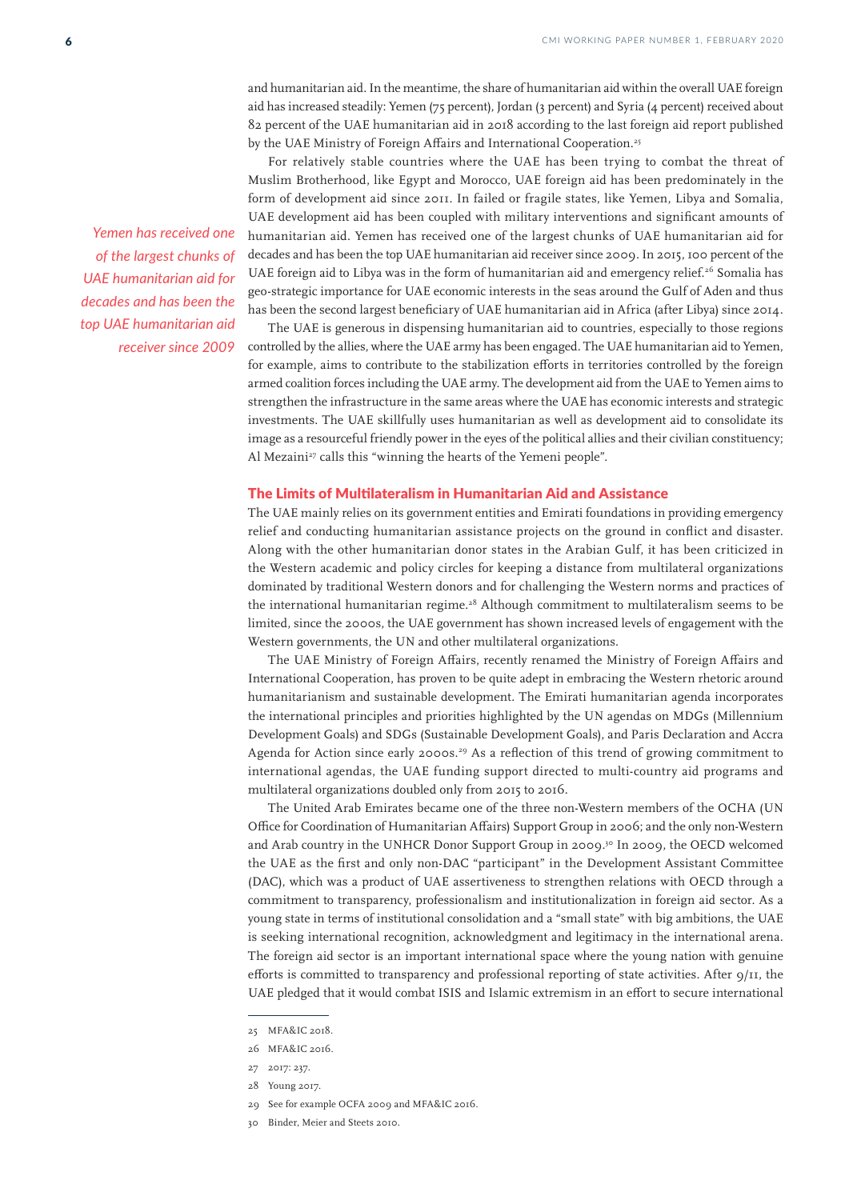and humanitarian aid. In the meantime, the share of humanitarian aid within the overall UAE foreign aid has increased steadily: Yemen (75 percent), Jordan (3 percent) and Syria (4 percent) received about 82 percent of the UAE humanitarian aid in 2018 according to the last foreign aid report published by the UAE Ministry of Foreign Affairs and International Cooperation.[25]

For relatively stable countries where the UAE has been trying to combat the threat of Muslim Brotherhood, like Egypt and Morocco, UAE foreign aid has been predominately in the form of development aid since 2011. In failed or fragile states, like Yemen, Libya and Somalia, UAE development aid has been coupled with military interventions and significant amounts of humanitarian aid. Yemen has received one of the largest chunks of UAE humanitarian aid for decades and has been the top UAE humanitarian aid receiver since 2009. In 2015, 100 percent of the UAE foreign aid to Libya was in the form of humanitarian aid and emergency relief.[26] Somalia has geo-strategic importance for UAE economic interests in the seas around the Gulf of Aden and thus has been the second largest beneficiary of UAE humanitarian aid in Africa (after Libya) since 2014.

*Yemen has received one of the largest chunks of UAE humanitarian aid for decades and has been the top UAE humanitarian aid receiver since 2009*

The UAE is generous in dispensing humanitarian aid to countries, especially to those regions controlled by the allies, where the UAE army has been engaged. The UAE humanitarian aid to Yemen, for example, aims to contribute to the stabilization efforts in territories controlled by the foreign armed coalition forces including the UAE army. The development aid from the UAE to Yemen aims to strengthen the infrastructure in the same areas where the UAE has economic interests and strategic investments. The UAE skillfully uses humanitarian as well as development aid to consolidate its image as a resourceful friendly power in the eyes of the political allies and their civilian constituency; Al Mezaini[27] calls this "winning the hearts of the Yemeni people".

## The Limits of Multilateralism in Humanitarian Aid and Assistance

The UAE mainly relies on its government entities and Emirati foundations in providing emergency relief and conducting humanitarian assistance projects on the ground in conflict and disaster. Along with the other humanitarian donor states in the Arabian Gulf, it has been criticized in the Western academic and policy circles for keeping a distance from multilateral organizations dominated by traditional Western donors and for challenging the Western norms and practices of the international humanitarian regime.[28] Although commitment to multilateralism seems to be limited, since the 2000s, the UAE government has shown increased levels of engagement with the Western governments, the UN and other multilateral organizations.

The UAE Ministry of Foreign Affairs, recently renamed the Ministry of Foreign Affairs and International Cooperation, has proven to be quite adept in embracing the Western rhetoric around humanitarianism and sustainable development. The Emirati humanitarian agenda incorporates the international principles and priorities highlighted by the UN agendas on MDGs (Millennium Development Goals) and SDGs (Sustainable Development Goals), and Paris Declaration and Accra Agenda for Action since early 2000s.[29] As a reflection of this trend of growing commitment to international agendas, the UAE funding support directed to multi-country aid programs and multilateral organizations doubled only from 2015 to 2016.

The United Arab Emirates became one of the three non-Western members of the OCHA (UN Office for Coordination of Humanitarian Affairs) Support Group in 2006; and the only non-Western and Arab country in the UNHCR Donor Support Group in 2009.[30] In 2009, the OECD welcomed the UAE as the first and only non-DAC "participant" in the Development Assistant Committee (DAC), which was a product of UAE assertiveness to strengthen relations with OECD through a commitment to transparency, professionalism and institutionalization in foreign aid sector. As a young state in terms of institutional consolidation and a "small state" with big ambitions, the UAE is seeking international recognition, acknowledgment and legitimacy in the international arena. The foreign aid sector is an important international space where the young nation with genuine efforts is committed to transparency and professional reporting of state activities. After 9/11, the UAE pledged that it would combat ISIS and Islamic extremism in an effort to secure international

---

25 MFA&IC 2018.

26 MFA&IC 2016.

27 2017: 237.

28 Young 2017.

29 See for example OCFA 2009 and MFA&IC 2016.

30 Binder, Meier and Steets 2010.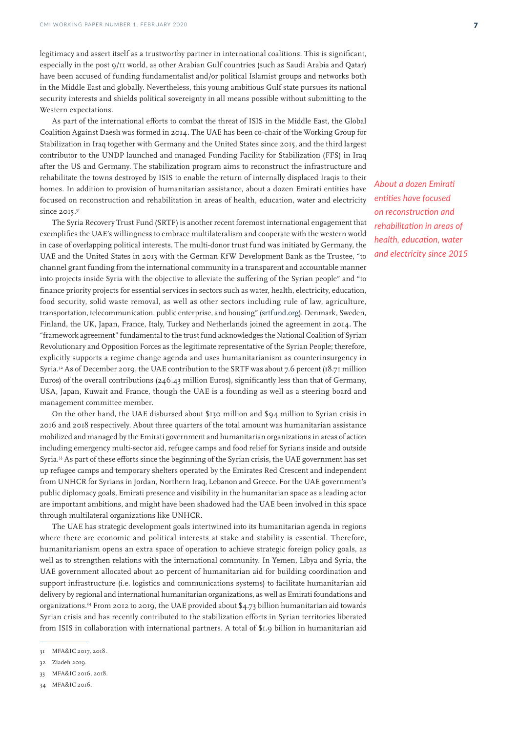legitimacy and assert itself as a trustworthy partner in international coalitions. This is significant, especially in the post 9/11 world, as other Arabian Gulf countries (such as Saudi Arabia and Qatar) have been accused of funding fundamentalist and/or political Islamist groups and networks both in the Middle East and globally. Nevertheless, this young ambitious Gulf state pursues its national security interests and shields political sovereignty in all means possible without submitting to the Western expectations.

As part of the international efforts to combat the threat of ISIS in the Middle East, the Global Coalition Against Daesh was formed in 2014. The UAE has been co-chair of the Working Group for Stabilization in Iraq together with Germany and the United States since 2015, and the third largest contributor to the UNDP launched and managed Funding Facility for Stabilization (FFS) in Iraq after the US and Germany. The stabilization program aims to reconstruct the infrastructure and rehabilitate the towns destroyed by ISIS to enable the return of internally displaced Iraqis to their homes. In addition to provision of humanitarian assistance, about a dozen Emirati entities have focused on reconstruction and rehabilitation in areas of health, education, water and electricity since 2015.[31]

*About a dozen Emirati entities have focused on reconstruction and rehabilitation in areas of health, education, water and electricity since 2015*

The Syria Recovery Trust Fund (SRTF) is another recent foremost international engagement that exemplifies the UAE's willingness to embrace multilateralism and cooperate with the western world in case of overlapping political interests. The multi-donor trust fund was initiated by Germany, the UAE and the United States in 2013 with the German KfW Development Bank as the Trustee, "to channel grant funding from the international community in a transparent and accountable manner into projects inside Syria with the objective to alleviate the suffering of the Syrian people" and "to finance priority projects for essential services in sectors such as water, health, electricity, education, food security, solid waste removal, as well as other sectors including rule of law, agriculture, transportation, telecommunication, public enterprise, and housing" (srtfund.org). Denmark, Sweden, Finland, the UK, Japan, France, Italy, Turkey and Netherlands joined the agreement in 2014. The "framework agreement" fundamental to the trust fund acknowledges the National Coalition of Syrian Revolutionary and Opposition Forces as the legitimate representative of the Syrian People; therefore, explicitly supports a regime change agenda and uses humanitarianism as counterinsurgency in Syria.[32] As of December 2019, the UAE contribution to the SRTF was about 7.6 percent (18.71 million Euros) of the overall contributions (246.43 million Euros), significantly less than that of Germany, USA, Japan, Kuwait and France, though the UAE is a founding as well as a steering board and management committee member.

On the other hand, the UAE disbursed about $130 million and $94 million to Syrian crisis in 2016 and 2018 respectively. About three quarters of the total amount was humanitarian assistance mobilized and managed by the Emirati government and humanitarian organizations in areas of action including emergency multi-sector aid, refugee camps and food relief for Syrians inside and outside Syria.[33] As part of these efforts since the beginning of the Syrian crisis, the UAE government has set up refugee camps and temporary shelters operated by the Emirates Red Crescent and independent from UNHCR for Syrians in Jordan, Northern Iraq, Lebanon and Greece. For the UAE government's public diplomacy goals, Emirati presence and visibility in the humanitarian space as a leading actor are important ambitions, and might have been shadowed had the UAE been involved in this space through multilateral organizations like UNHCR.

The UAE has strategic development goals intertwined into its humanitarian agenda in regions where there are economic and political interests at stake and stability is essential. Therefore, humanitarianism opens an extra space of operation to achieve strategic foreign policy goals, as well as to strengthen relations with the international community. In Yemen, Libya and Syria, the UAE government allocated about 20 percent of humanitarian aid for building coordination and support infrastructure (i.e. logistics and communications systems) to facilitate humanitarian aid delivery by regional and international humanitarian organizations, as well as Emirati foundations and organizations.[34] From 2012 to 2019, the UAE provided about $4.73 billion humanitarian aid towards Syrian crisis and has recently contributed to the stabilization efforts in Syrian territories liberated from ISIS in collaboration with international partners. A total of $1.9 billion in humanitarian aid

---

31 MFA&IC 2017, 2018.

32 Ziadeh 2019.

33 MFA&IC 2016, 2018.

34 MFA&IC 2016.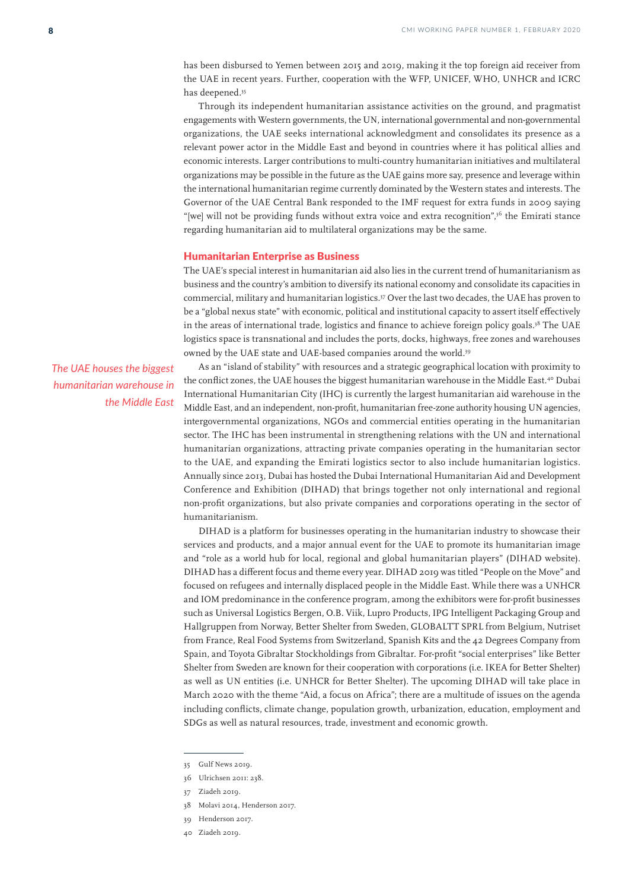has been disbursed to Yemen between 2015 and 2019, making it the top foreign aid receiver from the UAE in recent years. Further, cooperation with the WFP, UNICEF, WHO, UNHCR and ICRC has deepened.[35]

Through its independent humanitarian assistance activities on the ground, and pragmatist engagements with Western governments, the UN, international governmental and non-governmental organizations, the UAE seeks international acknowledgment and consolidates its presence as a relevant power actor in the Middle East and beyond in countries where it has political allies and economic interests. Larger contributions to multi-country humanitarian initiatives and multilateral organizations may be possible in the future as the UAE gains more say, presence and leverage within the international humanitarian regime currently dominated by the Western states and interests. The Governor of the UAE Central Bank responded to the IMF request for extra funds in 2009 saying "[we] will not be providing funds without extra voice and extra recognition",[36] the Emirati stance regarding humanitarian aid to multilateral organizations may be the same.

## Humanitarian Enterprise as Business

The UAE's special interest in humanitarian aid also lies in the current trend of humanitarianism as business and the country's ambition to diversify its national economy and consolidate its capacities in commercial, military and humanitarian logistics.[37] Over the last two decades, the UAE has proven to be a "global nexus state" with economic, political and institutional capacity to assert itself effectively in the areas of international trade, logistics and finance to achieve foreign policy goals.[38] The UAE logistics space is transnational and includes the ports, docks, highways, free zones and warehouses owned by the UAE state and UAE-based companies around the world.[39]

*The UAE houses the biggest humanitarian warehouse in the Middle East*

As an "island of stability" with resources and a strategic geographical location with proximity to the conflict zones, the UAE houses the biggest humanitarian warehouse in the Middle East.[40] Dubai International Humanitarian City (IHC) is currently the largest humanitarian aid warehouse in the Middle East, and an independent, non-profit, humanitarian free-zone authority housing UN agencies, intergovernmental organizations, NGOs and commercial entities operating in the humanitarian sector. The IHC has been instrumental in strengthening relations with the UN and international humanitarian organizations, attracting private companies operating in the humanitarian sector to the UAE, and expanding the Emirati logistics sector to also include humanitarian logistics. Annually since 2013, Dubai has hosted the Dubai International Humanitarian Aid and Development Conference and Exhibition (DIHAD) that brings together not only international and regional non-profit organizations, but also private companies and corporations operating in the sector of humanitarianism.

DIHAD is a platform for businesses operating in the humanitarian industry to showcase their services and products, and a major annual event for the UAE to promote its humanitarian image and "role as a world hub for local, regional and global humanitarian players" (DIHAD website). DIHAD has a different focus and theme every year. DIHAD 2019 was titled "People on the Move" and focused on refugees and internally displaced people in the Middle East. While there was a UNHCR and IOM predominance in the conference program, among the exhibitors were for-profit businesses such as Universal Logistics Bergen, O.B. Viik, Lupro Products, IPG Intelligent Packaging Group and Hallgruppen from Norway, Better Shelter from Sweden, GLOBALTT SPRL from Belgium, Nutriset from France, Real Food Systems from Switzerland, Spanish Kits and the 42 Degrees Company from Spain, and Toyota Gibraltar Stockholdings from Gibraltar. For-profit "social enterprises" like Better Shelter from Sweden are known for their cooperation with corporations (i.e. IKEA for Better Shelter) as well as UN entities (i.e. UNHCR for Better Shelter). The upcoming DIHAD will take place in March 2020 with the theme "Aid, a focus on Africa"; there are a multitude of issues on the agenda including conflicts, climate change, population growth, urbanization, education, employment and SDGs as well as natural resources, trade, investment and economic growth.

---

35 Gulf News 2019.

36 Ulrichsen 2011: 238.

37 Ziadeh 2019.

38 Molavi 2014, Henderson 2017.

39 Henderson 2017.

40 Ziadeh 2019.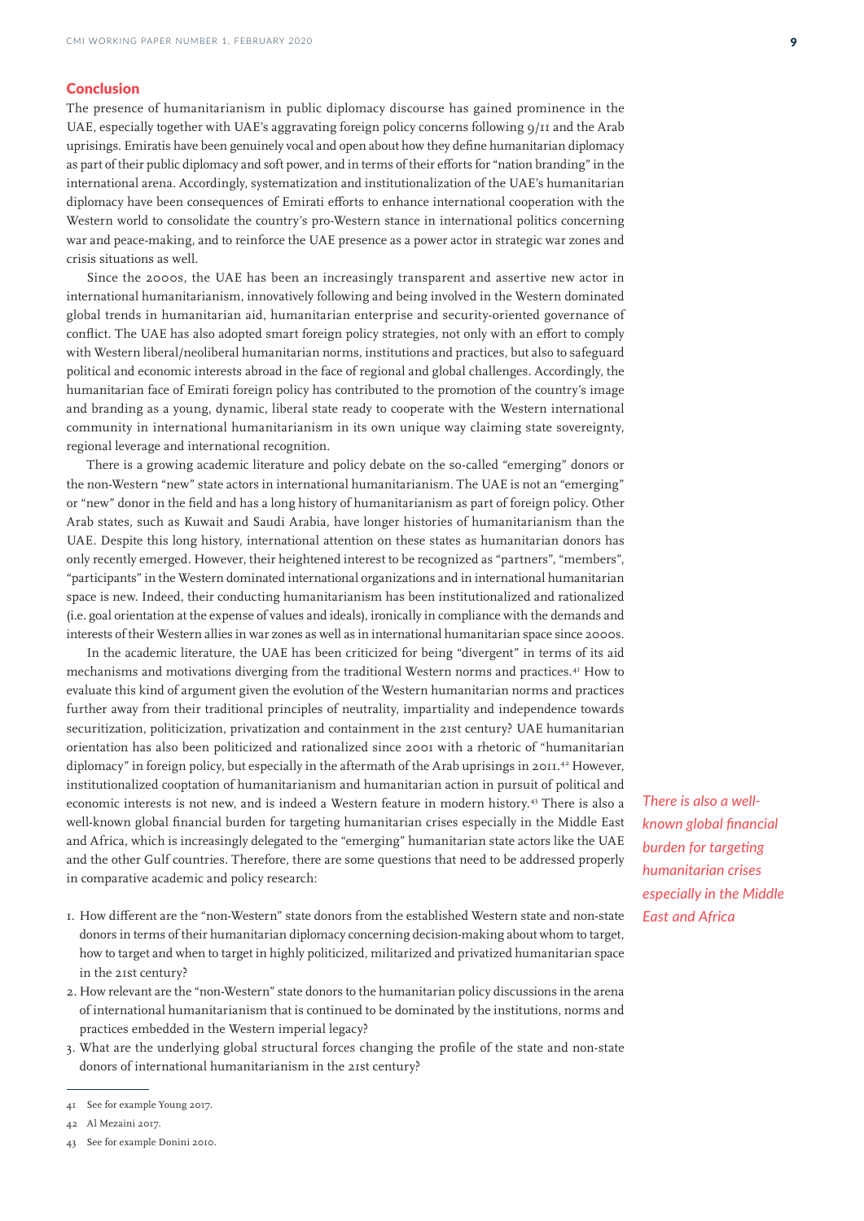## Conclusion

The presence of humanitarianism in public diplomacy discourse has gained prominence in the UAE, especially together with UAE's aggravating foreign policy concerns following 9/11 and the Arab uprisings. Emiratis have been genuinely vocal and open about how they define humanitarian diplomacy as part of their public diplomacy and soft power, and in terms of their efforts for "nation branding" in the international arena. Accordingly, systematization and institutionalization of the UAE's humanitarian diplomacy have been consequences of Emirati efforts to enhance international cooperation with the Western world to consolidate the country's pro-Western stance in international politics concerning war and peace-making, and to reinforce the UAE presence as a power actor in strategic war zones and crisis situations as well.

Since the 2000s, the UAE has been an increasingly transparent and assertive new actor in international humanitarianism, innovatively following and being involved in the Western dominated global trends in humanitarian aid, humanitarian enterprise and security-oriented governance of conflict. The UAE has also adopted smart foreign policy strategies, not only with an effort to comply with Western liberal/neoliberal humanitarian norms, institutions and practices, but also to safeguard political and economic interests abroad in the face of regional and global challenges. Accordingly, the humanitarian face of Emirati foreign policy has contributed to the promotion of the country's image and branding as a young, dynamic, liberal state ready to cooperate with the Western international community in international humanitarianism in its own unique way claiming state sovereignty, regional leverage and international recognition.

There is a growing academic literature and policy debate on the so-called "emerging" donors or the non-Western "new" state actors in international humanitarianism. The UAE is not an "emerging" or "new" donor in the field and has a long history of humanitarianism as part of foreign policy. Other Arab states, such as Kuwait and Saudi Arabia, have longer histories of humanitarianism than the UAE. Despite this long history, international attention on these states as humanitarian donors has only recently emerged. However, their heightened interest to be recognized as "partners", "members", "participants" in the Western dominated international organizations and in international humanitarian space is new. Indeed, their conducting humanitarianism has been institutionalized and rationalized (i.e. goal orientation at the expense of values and ideals), ironically in compliance with the demands and interests of their Western allies in war zones as well as in international humanitarian space since 2000s.

In the academic literature, the UAE has been criticized for being "divergent" in terms of its aid mechanisms and motivations diverging from the traditional Western norms and practices.[41] How to evaluate this kind of argument given the evolution of the Western humanitarian norms and practices further away from their traditional principles of neutrality, impartiality and independence towards securitization, politicization, privatization and containment in the 21st century? UAE humanitarian orientation has also been politicized and rationalized since 2001 with a rhetoric of "humanitarian diplomacy" in foreign policy, but especially in the aftermath of the Arab uprisings in 2011.[42] However, institutionalized cooptation of humanitarianism and humanitarian action in pursuit of political and economic interests is not new, and is indeed a Western feature in modern history.[43] There is also a well-known global financial burden for targeting humanitarian crises especially in the Middle East and Africa, which is increasingly delegated to the "emerging" humanitarian state actors like the UAE and the other Gulf countries. Therefore, there are some questions that need to be addressed properly in comparative academic and policy research:

*There is also a well-known global financial burden for targeting humanitarian crises especially in the Middle East and Africa*

1. How different are the "non-Western" state donors from the established Western state and non-state donors in terms of their humanitarian diplomacy concerning decision-making about whom to target, how to target and when to target in highly politicized, militarized and privatized humanitarian space in the 21st century?
2. How relevant are the "non-Western" state donors to the humanitarian policy discussions in the arena of international humanitarianism that is continued to be dominated by the institutions, norms and practices embedded in the Western imperial legacy?
3. What are the underlying global structural forces changing the profile of the state and non-state donors of international humanitarianism in the 21st century?

---

41 See for example Young 2017.

42 Al Mezaini 2017.

43 See for example Donini 2010.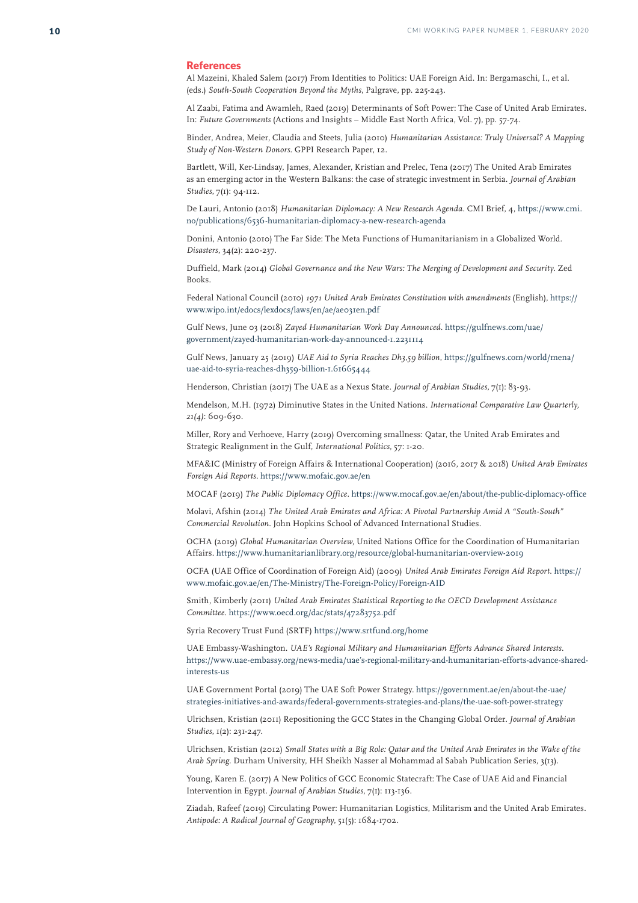## References

Al Mazeini, Khaled Salem (2017) From Identities to Politics: UAE Foreign Aid. In: Bergamaschi, I., et al. (eds.) *South-South Cooperation Beyond the Myths*, Palgrave, pp. 225-243.

Al Zaabi, Fatima and Awamleh, Raed (2019) Determinants of Soft Power: The Case of United Arab Emirates. In: *Future Governments* (Actions and Insights – Middle East North Africa, Vol. 7), pp. 57-74.

Binder, Andrea, Meier, Claudia and Steets, Julia (2010) *Humanitarian Assistance: Truly Universal? A Mapping Study of Non-Western Donors*. GPPI Research Paper, 12.

Bartlett, Will, Ker-Lindsay, James, Alexander, Kristian and Prelec, Tena (2017) The United Arab Emirates as an emerging actor in the Western Balkans: the case of strategic investment in Serbia. *Journal of Arabian Studies*, 7(1): 94-112.

De Lauri, Antonio (2018) *Humanitarian Diplomacy: A New Research Agenda*. CMI Brief, 4, https://www.cmi.no/publications/6536-humanitarian-diplomacy-a-new-research-agenda

Donini, Antonio (2010) The Far Side: The Meta Functions of Humanitarianism in a Globalized World. *Disasters*, 34(2): 220-237.

Duffield, Mark (2014) *Global Governance and the New Wars: The Merging of Development and Security*. Zed Books.

Federal National Council (2010) *1971 United Arab Emirates Constitution with amendments* (English), https://www.wipo.int/edocs/lexdocs/laws/en/ae/ae031en.pdf

Gulf News, June 03 (2018) *Zayed Humanitarian Work Day Announced*. https://gulfnews.com/uae/government/zayed-humanitarian-work-day-announced-1.2231114

Gulf News, January 25 (2019) *UAE Aid to Syria Reaches Dh3,59 billion*, https://gulfnews.com/world/mena/uae-aid-to-syria-reaches-dh359-billion-1.61665444

Henderson, Christian (2017) The UAE as a Nexus State. *Journal of Arabian Studies*, 7(1): 83-93.

Mendelson, M.H. (1972) Diminutive States in the United Nations. *International Comparative Law Quarterly, 21(4)*: 609-630.

Miller, Rory and Verhoeve, Harry (2019) Overcoming smallness: Qatar, the United Arab Emirates and Strategic Realignment in the Gulf, *International Politics*, 57: 1-20.

MFA&IC (Ministry of Foreign Affairs & International Cooperation) (2016, 2017 & 2018) *United Arab Emirates Foreign Aid Reports*. https://www.mofaic.gov.ae/en

MOCAF (2019) *The Public Diplomacy Office*. https://www.mocaf.gov.ae/en/about/the-public-diplomacy-office

Molavi, Afshin (2014) *The United Arab Emirates and Africa: A Pivotal Partnership Amid A "South-South" Commercial Revolution*. John Hopkins School of Advanced International Studies.

OCHA (2019) *Global Humanitarian Overview*, United Nations Office for the Coordination of Humanitarian Affairs. https://www.humanitarianlibrary.org/resource/global-humanitarian-overview-2019

OCFA (UAE Office of Coordination of Foreign Aid) (2009) *United Arab Emirates Foreign Aid Report*. https://www.mofaic.gov.ae/en/The-Ministry/The-Foreign-Policy/Foreign-AID

Smith, Kimberly (2011) *United Arab Emirates Statistical Reporting to the OECD Development Assistance Committee*. https://www.oecd.org/dac/stats/47283752.pdf

Syria Recovery Trust Fund (SRTF) https://www.srtfund.org/home

UAE Embassy-Washington. *UAE's Regional Military and Humanitarian Efforts Advance Shared Interests*. https://www.uae-embassy.org/news-media/uae's-regional-military-and-humanitarian-efforts-advance-shared-interests-us

UAE Government Portal (2019) The UAE Soft Power Strategy. https://government.ae/en/about-the-uae/strategies-initiatives-and-awards/federal-governments-strategies-and-plans/the-uae-soft-power-strategy

Ulrichsen, Kristian (2011) Repositioning the GCC States in the Changing Global Order. *Journal of Arabian Studies*, 1(2): 231-247.

Ulrichsen, Kristian (2012) *Small States with a Big Role: Qatar and the United Arab Emirates in the Wake of the Arab Spring*. Durham University, HH Sheikh Nasser al Mohammad al Sabah Publication Series, 3(13).

Young, Karen E. (2017) A New Politics of GCC Economic Statecraft: The Case of UAE Aid and Financial Intervention in Egypt. *Journal of Arabian Studies*, 7(1): 113-136.

Ziadah, Rafeef (2019) Circulating Power: Humanitarian Logistics, Militarism and the United Arab Emirates. *Antipode: A Radical Journal of Geography*, 51(5): 1684-1702.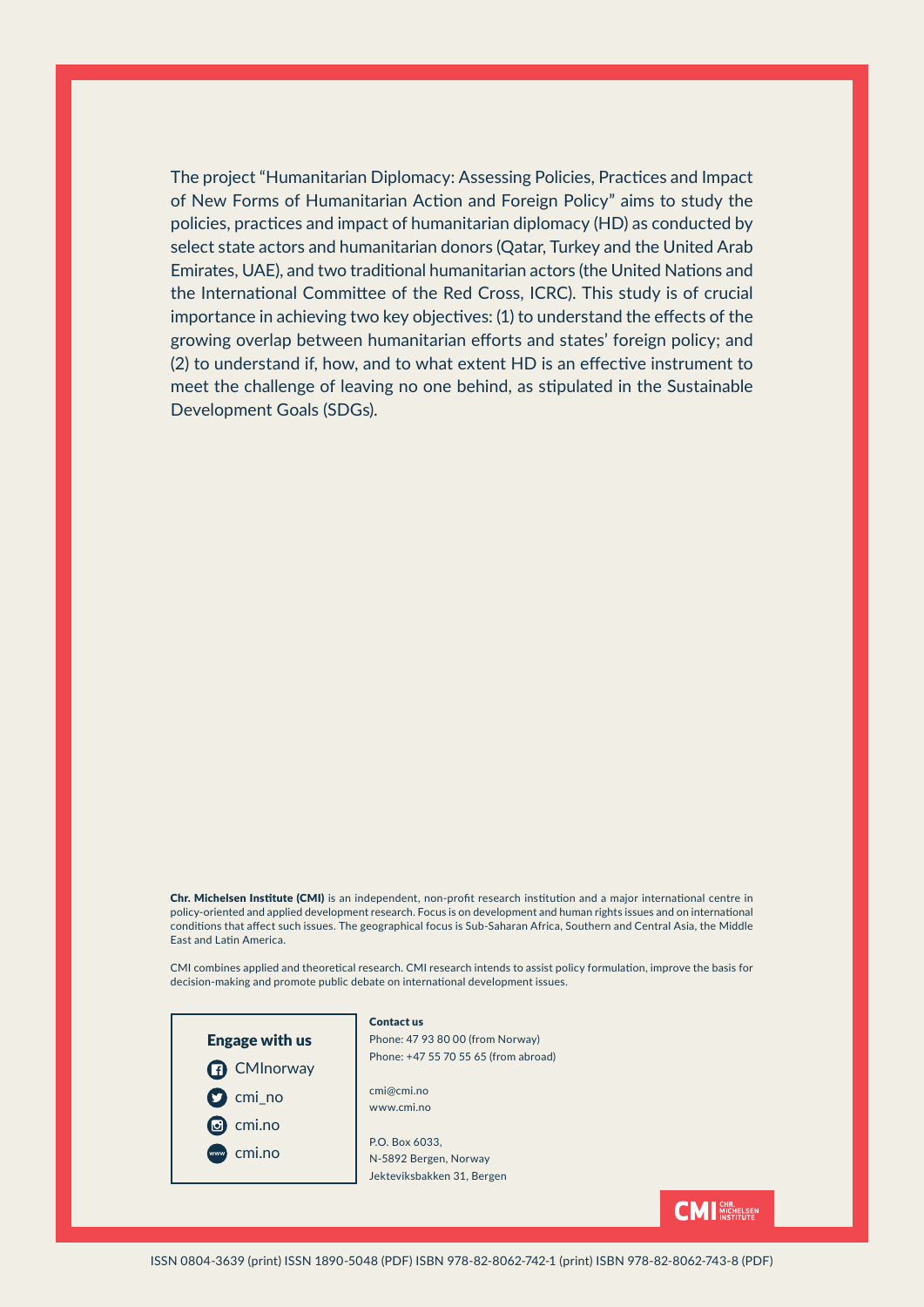The project "Humanitarian Diplomacy: Assessing Policies, Practices and Impact of New Forms of Humanitarian Action and Foreign Policy" aims to study the policies, practices and impact of humanitarian diplomacy (HD) as conducted by select state actors and humanitarian donors (Qatar, Turkey and the United Arab Emirates, UAE), and two traditional humanitarian actors (the United Nations and the International Committee of the Red Cross, ICRC). This study is of crucial importance in achieving two key objectives: (1) to understand the effects of the growing overlap between humanitarian efforts and states' foreign policy; and (2) to understand if, how, and to what extent HD is an effective instrument to meet the challenge of leaving no one behind, as stipulated in the Sustainable Development Goals (SDGs).

**Chr. Michelsen Institute (CMI)** is an independent, non-profit research institution and a major international centre in policy-oriented and applied development research. Focus is on development and human rights issues and on international conditions that affect such issues. The geographical focus is Sub-Saharan Africa, Southern and Central Asia, the Middle East and Latin America.

CMI combines applied and theoretical research. CMI research intends to assist policy formulation, improve the basis for decision-making and promote public debate on international development issues.

**Engage with us**

CMInorway

cmi_no

cmi.no

cmi.no

**Contact us**

Phone: 47 93 80 00 (from Norway)
Phone: +47 55 70 55 65 (from abroad)

cmi@cmi.no
www.cmi.no

P.O. Box 6033,
N-5892 Bergen, Norway
Jekteviksbakken 31, Bergen

CMI CHR. MICHELSEN INSTITUTE

ISSN 0804-3639 (print) ISSN 1890-5048 (PDF) ISBN 978-82-8062-742-1 (print) ISBN 978-82-8062-743-8 (PDF)